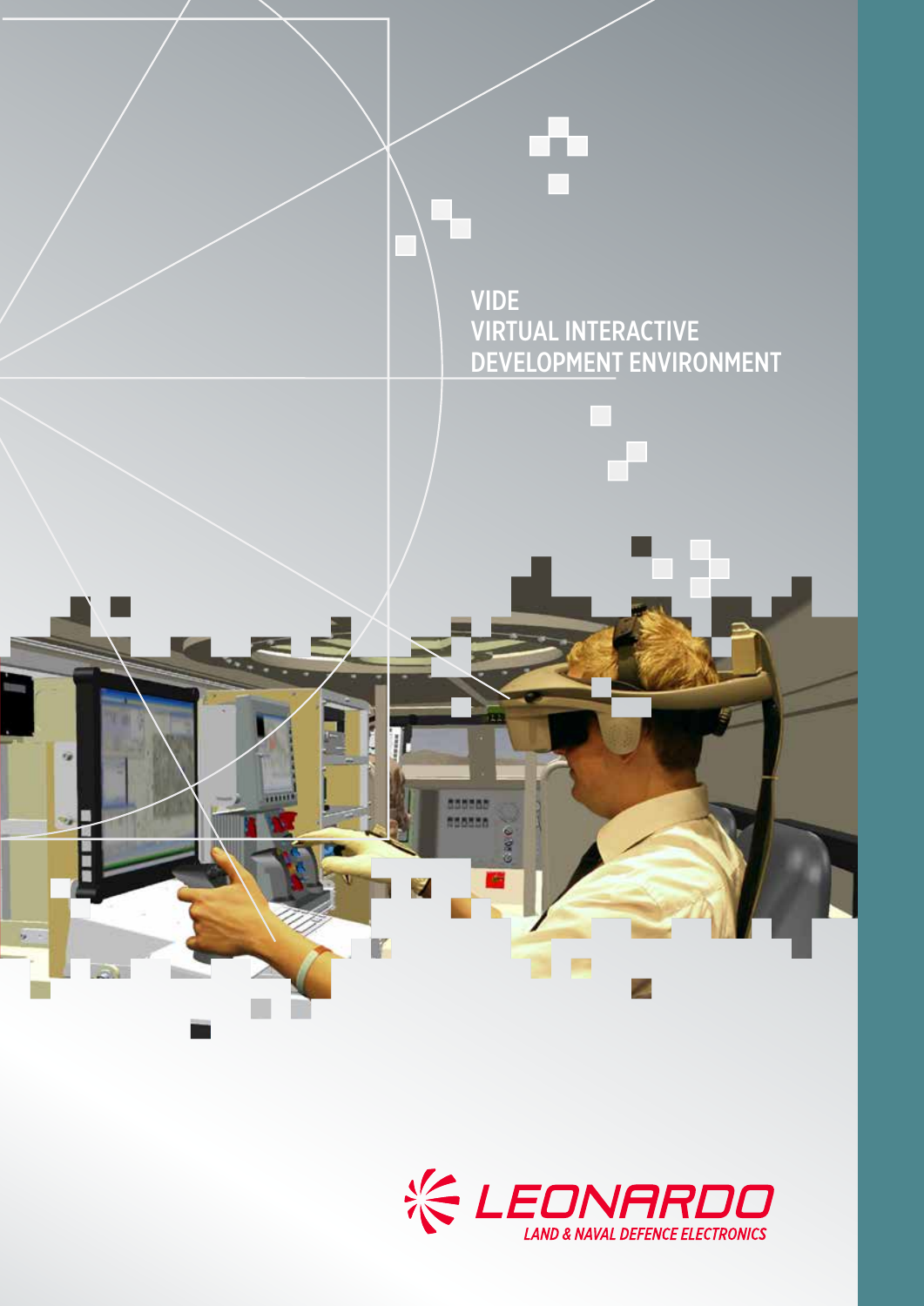# VIDE
# VIRTUAL INTERACTIVE DEVELOPMENT ENVIRONMENT

LEONARDO

LAND & NAVAL DEFENCE ELECTRONICS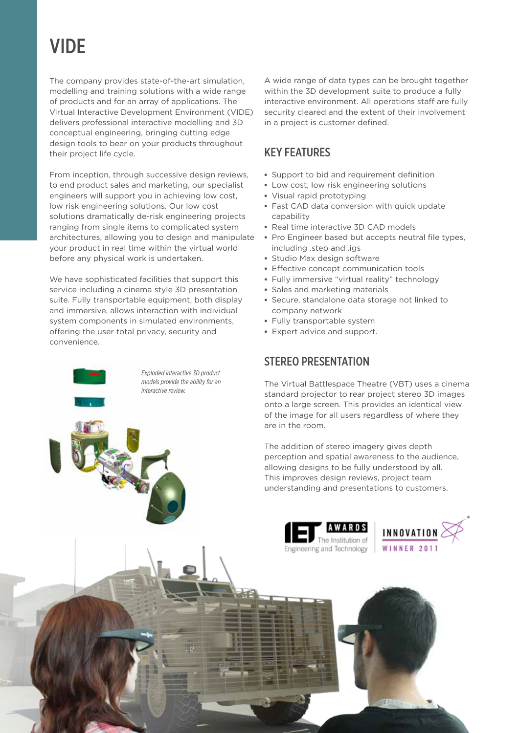# VIDE

The company provides state-of-the-art simulation, modelling and training solutions with a wide range of products and for an array of applications. The Virtual Interactive Development Environment (VIDE) delivers professional interactive modelling and 3D conceptual engineering, bringing cutting edge design tools to bear on your products throughout their project life cycle.

From inception, through successive design reviews, to end product sales and marketing, our specialist engineers will support you in achieving low cost, low risk engineering solutions. Our low cost solutions dramatically de-risk engineering projects ranging from single items to complicated system architectures, allowing you to design and manipulate your product in real time within the virtual world before any physical work is undertaken.

We have sophisticated facilities that support this service including a cinema style 3D presentation suite. Fully transportable equipment, both display and immersive, allows interaction with individual system components in simulated environments, offering the user total privacy, security and convenience.

*Exploded interactive 3D product models provide the ability for an interactive review.*

A wide range of data types can be brought together within the 3D development suite to produce a fully interactive environment. All operations staff are fully security cleared and the extent of their involvement in a project is customer defined.

## KEY FEATURES

- Support to bid and requirement definition
- Low cost, low risk engineering solutions
- Visual rapid prototyping
- Fast CAD data conversion with quick update capability
- Real time interactive 3D CAD models
- Pro Engineer based but accepts neutral file types, including .step and .igs
- Studio Max design software
- Effective concept communication tools
- Fully immersive "virtual reality" technology
- Sales and marketing materials
- Secure, standalone data storage not linked to company network
- Fully transportable system
- Expert advice and support.

## STEREO PRESENTATION

The Virtual Battlespace Theatre (VBT) uses a cinema standard projector to rear project stereo 3D images onto a large screen. This provides an identical view of the image for all users regardless of where they are in the room.

The addition of stereo imagery gives depth perception and spatial awareness to the audience, allowing designs to be fully understood by all. This improves design reviews, project team understanding and presentations to customers.

IET AWARDS The Institution of Engineering and Technology | INNOVATION WINNER 2011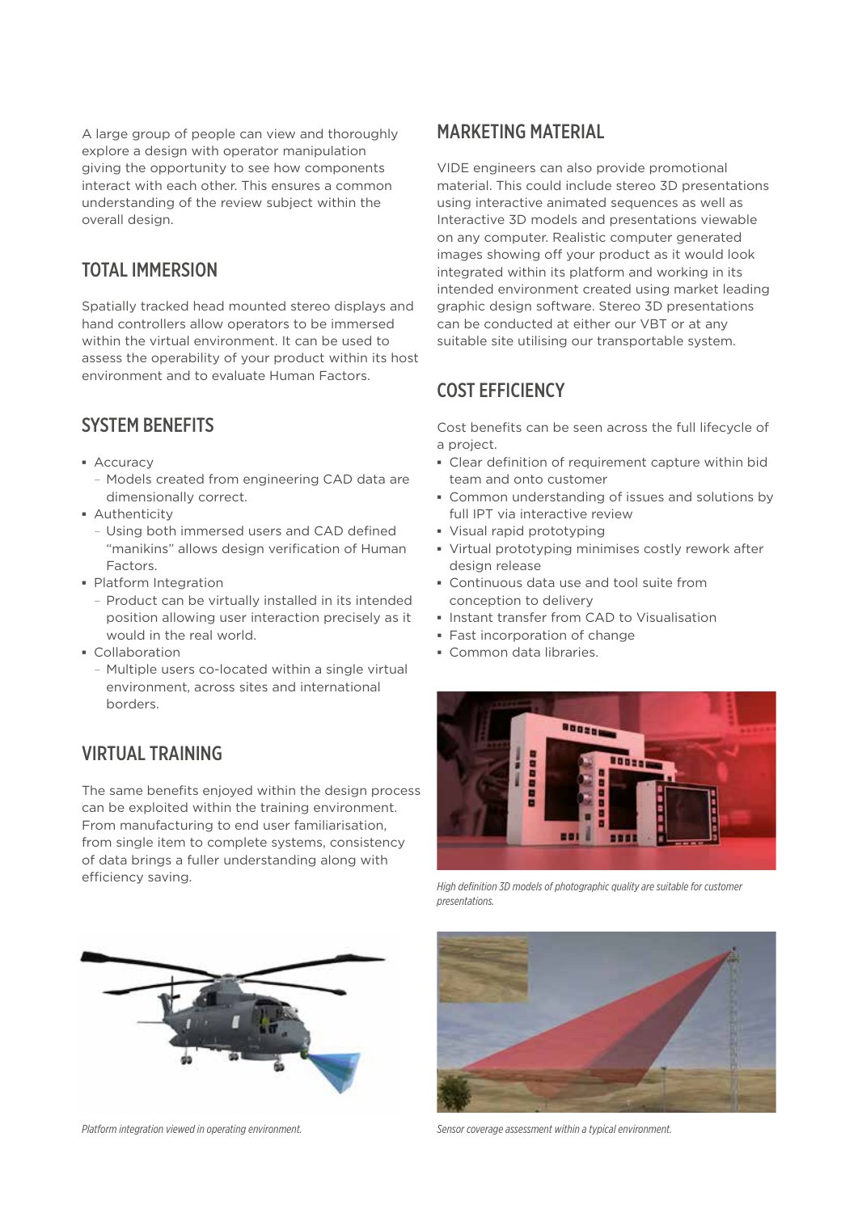A large group of people can view and thoroughly explore a design with operator manipulation giving the opportunity to see how components interact with each other. This ensures a common understanding of the review subject within the overall design.

## TOTAL IMMERSION

Spatially tracked head mounted stereo displays and hand controllers allow operators to be immersed within the virtual environment. It can be used to assess the operability of your product within its host environment and to evaluate Human Factors.

## SYSTEM BENEFITS

- Accuracy
  - Models created from engineering CAD data are dimensionally correct.
- Authenticity
  - Using both immersed users and CAD defined "manikins" allows design verification of Human Factors.
- Platform Integration
  - Product can be virtually installed in its intended position allowing user interaction precisely as it would in the real world.
- Collaboration
  - Multiple users co-located within a single virtual environment, across sites and international borders.

## VIRTUAL TRAINING

The same benefits enjoyed within the design process can be exploited within the training environment. From manufacturing to end user familiarisation, from single item to complete systems, consistency of data brings a fuller understanding along with efficiency saving.

*Platform integration viewed in operating environment.*

## MARKETING MATERIAL

VIDE engineers can also provide promotional material. This could include stereo 3D presentations using interactive animated sequences as well as Interactive 3D models and presentations viewable on any computer. Realistic computer generated images showing off your product as it would look integrated within its platform and working in its intended environment created using market leading graphic design software. Stereo 3D presentations can be conducted at either our VBT or at any suitable site utilising our transportable system.

## COST EFFICIENCY

Cost benefits can be seen across the full lifecycle of a project.

- Clear definition of requirement capture within bid team and onto customer
- Common understanding of issues and solutions by full IPT via interactive review
- Visual rapid prototyping
- Virtual prototyping minimises costly rework after design release
- Continuous data use and tool suite from conception to delivery
- Instant transfer from CAD to Visualisation
- Fast incorporation of change
- Common data libraries.

*High definition 3D models of photographic quality are suitable for customer presentations.*

*Sensor coverage assessment within a typical environment.*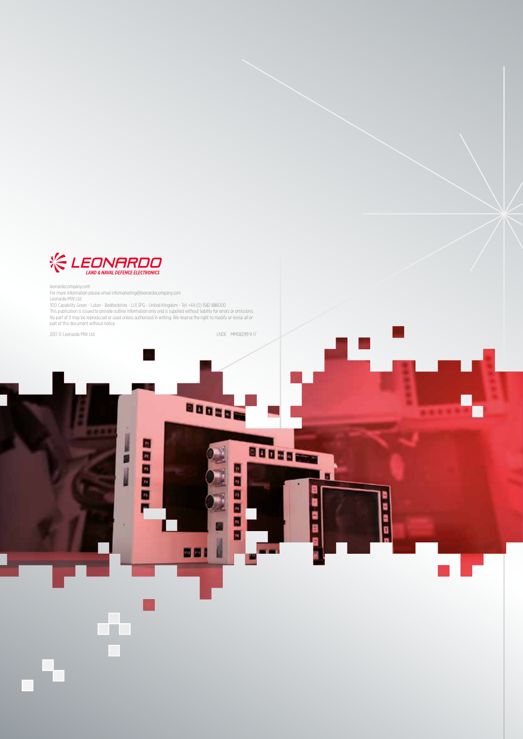LEONARDO
LAND & NAVAL DEFENCE ELECTRONICS

leonardocompany.com
For more information please email infomarketing@leonardocompany.com
Leonardo MW Ltd
300 Capability Green - Luton - Bedfordshire - LU1 3PG - United Kingdom - Tel: +44 (0) 1582 886000
This publication is issued to provide outline information only and is supplied without liability for errors or omissions. No part of it may be reproduced or used unless authorised in writing. We reserve the right to modify or revise all or part of this document without notice.

2017 © Leonardo MW Ltd

LNDE MM08299 9-17